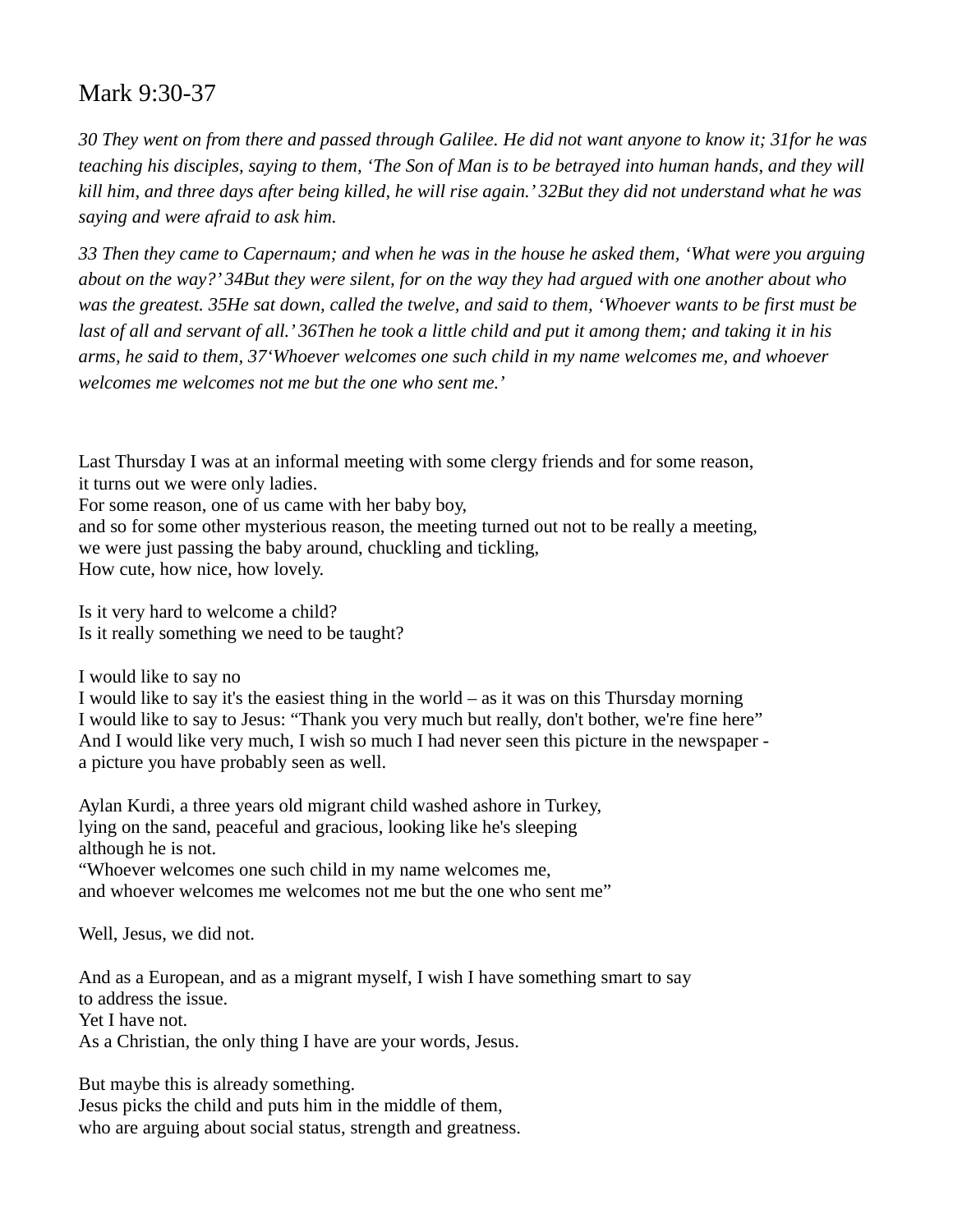# Mark 9:30-37

*30 They went on from there and passed through Galilee. He did not want anyone to know it; 31for he was teaching his disciples, saying to them, 'The Son of Man is to be betrayed into human hands, and they will kill him, and three days after being killed, he will rise again.' 32But they did not understand what he was saying and were afraid to ask him.*

*33 Then they came to Capernaum; and when he was in the house he asked them, 'What were you arguing about on the way?' 34But they were silent, for on the way they had argued with one another about who was the greatest. 35He sat down, called the twelve, and said to them, 'Whoever wants to be first must be last of all and servant of all.' 36Then he took a little child and put it among them; and taking it in his arms, he said to them, 37'Whoever welcomes one such child in my name welcomes me, and whoever welcomes me welcomes not me but the one who sent me.'*

Last Thursday I was at an informal meeting with some clergy friends and for some reason,
it turns out we were only ladies.
For some reason, one of us came with her baby boy,
and so for some other mysterious reason, the meeting turned out not to be really a meeting,
we were just passing the baby around, chuckling and tickling,
How cute, how nice, how lovely.

Is it very hard to welcome a child?
Is it really something we need to be taught?

I would like to say no
I would like to say it's the easiest thing in the world – as it was on this Thursday morning
I would like to say to Jesus: "Thank you very much but really, don't bother, we're fine here"
And I would like very much, I wish so much I had never seen this picture in the newspaper -
a picture you have probably seen as well.

Aylan Kurdi, a three years old migrant child washed ashore in Turkey,
lying on the sand, peaceful and gracious, looking like he's sleeping
although he is not.
"Whoever welcomes one such child in my name welcomes me,
and whoever welcomes me welcomes not me but the one who sent me"

Well, Jesus, we did not.

And as a European, and as a migrant myself, I wish I have something smart to say
to address the issue.
Yet I have not.
As a Christian, the only thing I have are your words, Jesus.

But maybe this is already something.
Jesus picks the child and puts him in the middle of them,
who are arguing about social status, strength and greatness.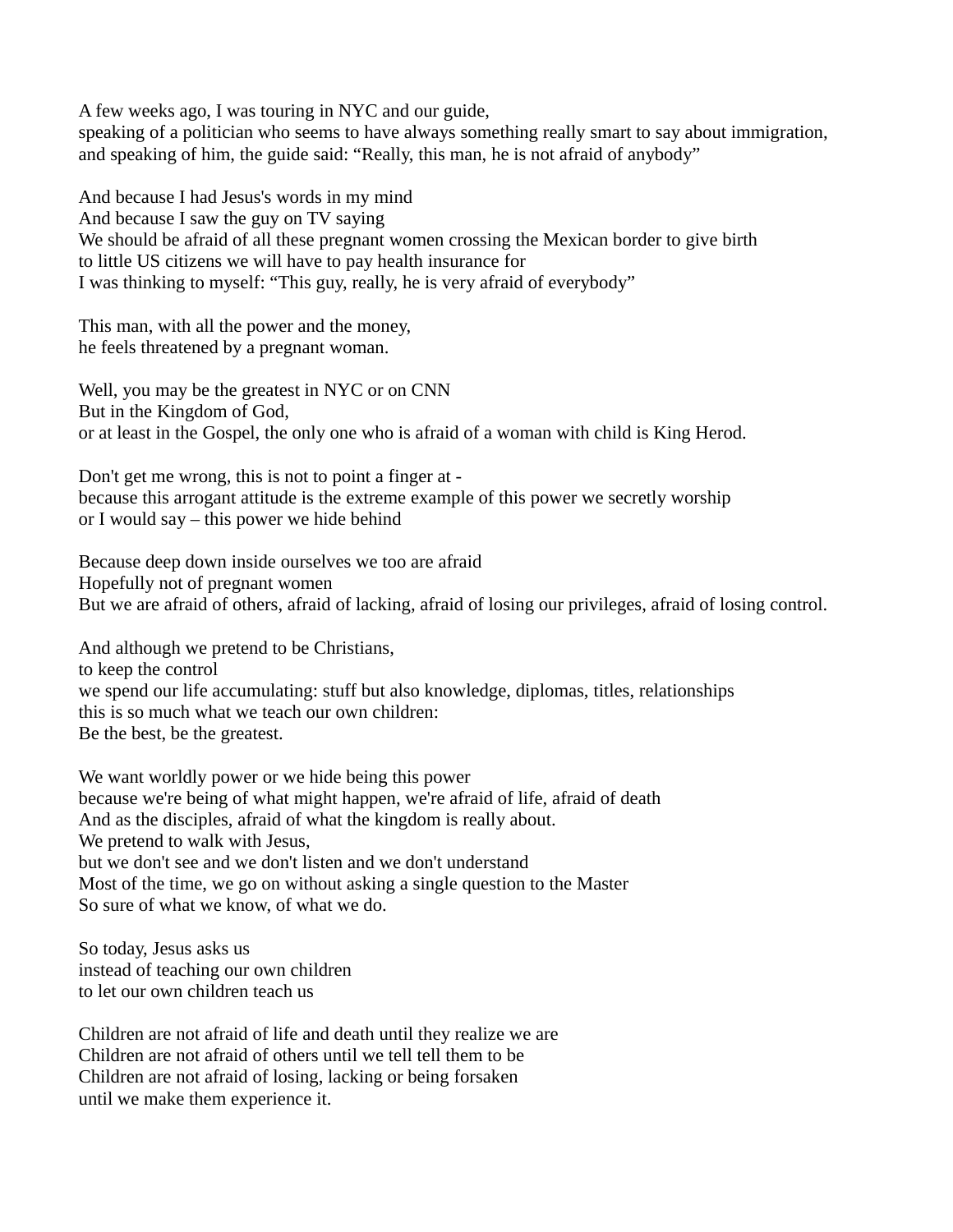A few weeks ago, I was touring in NYC and our guide,
speaking of a politician who seems to have always something really smart to say about immigration,
and speaking of him, the guide said: "Really, this man, he is not afraid of anybody"

And because I had Jesus's words in my mind
And because I saw the guy on TV saying
We should be afraid of all these pregnant women crossing the Mexican border to give birth
to little US citizens we will have to pay health insurance for
I was thinking to myself: "This guy, really, he is very afraid of everybody"

This man, with all the power and the money,
he feels threatened by a pregnant woman.

Well, you may be the greatest in NYC or on CNN
But in the Kingdom of God,
or at least in the Gospel, the only one who is afraid of a woman with child is King Herod.

Don't get me wrong, this is not to point a finger at -
because this arrogant attitude is the extreme example of this power we secretly worship
or I would say – this power we hide behind

Because deep down inside ourselves we too are afraid
Hopefully not of pregnant women
But we are afraid of others, afraid of lacking, afraid of losing our privileges, afraid of losing control.

And although we pretend to be Christians,
to keep the control
we spend our life accumulating: stuff but also knowledge, diplomas, titles, relationships
this is so much what we teach our own children:
Be the best, be the greatest.

We want worldly power or we hide being this power
because we're being of what might happen, we're afraid of life, afraid of death
And as the disciples, afraid of what the kingdom is really about.
We pretend to walk with Jesus,
but we don't see and we don't listen and we don't understand
Most of the time, we go on without asking a single question to the Master
So sure of what we know, of what we do.

So today, Jesus asks us
instead of teaching our own children
to let our own children teach us

Children are not afraid of life and death until they realize we are
Children are not afraid of others until we tell tell them to be
Children are not afraid of losing, lacking or being forsaken
until we make them experience it.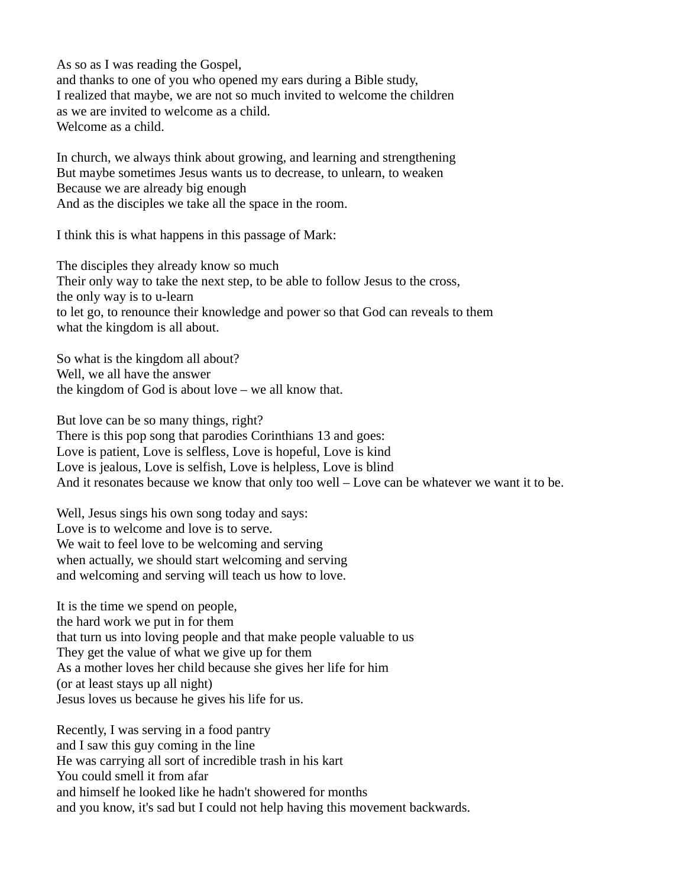As so as I was reading the Gospel,
and thanks to one of you who opened my ears during a Bible study,
I realized that maybe, we are not so much invited to welcome the children
as we are invited to welcome as a child.
Welcome as a child.

In church, we always think about growing, and learning and strengthening
But maybe sometimes Jesus wants us to decrease, to unlearn, to weaken
Because we are already big enough
And as the disciples we take all the space in the room.

I think this is what happens in this passage of Mark:

The disciples they already know so much
Their only way to take the next step, to be able to follow Jesus to the cross,
the only way is to u-learn
to let go, to renounce their knowledge and power so that God can reveals to them
what the kingdom is all about.

So what is the kingdom all about?
Well, we all have the answer
the kingdom of God is about love – we all know that.

But love can be so many things, right?
There is this pop song that parodies Corinthians 13 and goes:
Love is patient, Love is selfless, Love is hopeful, Love is kind
Love is jealous, Love is selfish, Love is helpless, Love is blind
And it resonates because we know that only too well – Love can be whatever we want it to be.

Well, Jesus sings his own song today and says:
Love is to welcome and love is to serve.
We wait to feel love to be welcoming and serving
when actually, we should start welcoming and serving
and welcoming and serving will teach us how to love.

It is the time we spend on people,
the hard work we put in for them
that turn us into loving people and that make people valuable to us
They get the value of what we give up for them
As a mother loves her child because she gives her life for him
(or at least stays up all night)
Jesus loves us because he gives his life for us.

Recently, I was serving in a food pantry
and I saw this guy coming in the line
He was carrying all sort of incredible trash in his kart
You could smell it from afar
and himself he looked like he hadn't showered for months
and you know, it's sad but I could not help having this movement backwards.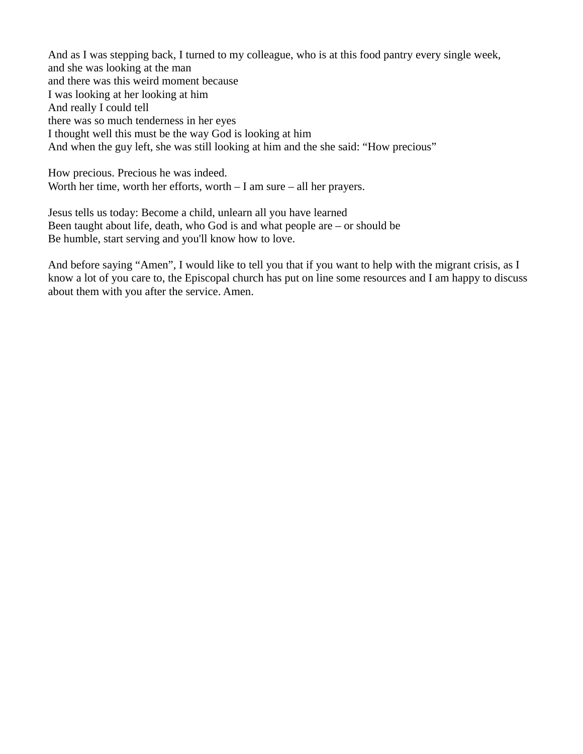And as I was stepping back, I turned to my colleague, who is at this food pantry every single week,
and she was looking at the man
and there was this weird moment because
I was looking at her looking at him
And really I could tell
there was so much tenderness in her eyes
I thought well this must be the way God is looking at him
And when the guy left, she was still looking at him and the she said: "How precious"

How precious. Precious he was indeed.
Worth her time, worth her efforts, worth – I am sure – all her prayers.

Jesus tells us today: Become a child, unlearn all you have learned
Been taught about life, death, who God is and what people are – or should be
Be humble, start serving and you'll know how to love.

And before saying "Amen", I would like to tell you that if you want to help with the migrant crisis, as I know a lot of you care to, the Episcopal church has put on line some resources and I am happy to discuss about them with you after the service. Amen.